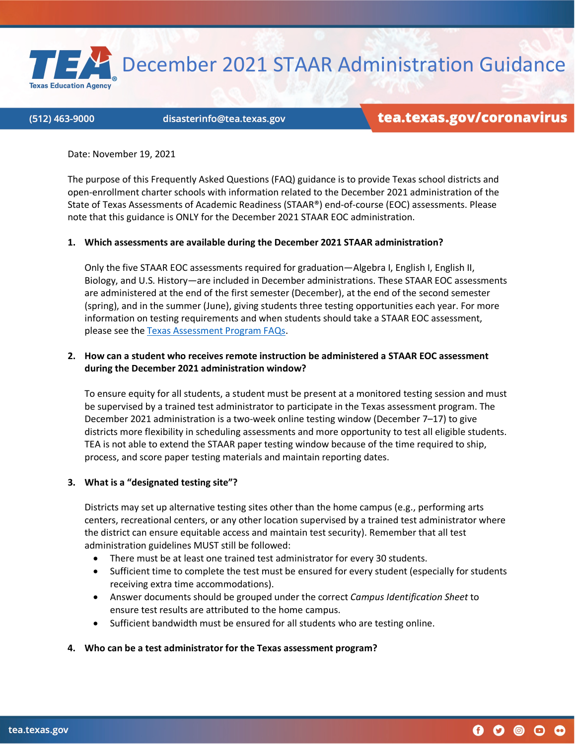# December 2021 STAAR Administration Guidance

(512) 463-9000 | disasterinfo@tea.texas.gov | tea.texas.gov/coronavirus

Date: November 19, 2021

The purpose of this Frequently Asked Questions (FAQ) guidance is to provide Texas school districts and open-enrollment charter schools with information related to the December 2021 administration of the State of Texas Assessments of Academic Readiness (STAAR®) end-of-course (EOC) assessments. Please note that this guidance is ONLY for the December 2021 STAAR EOC administration.

**1. Which assessments are available during the December 2021 STAAR administration?**

Only the five STAAR EOC assessments required for graduation—Algebra I, English I, English II, Biology, and U.S. History—are included in December administrations. These STAAR EOC assessments are administered at the end of the first semester (December), at the end of the second semester (spring), and in the summer (June), giving students three testing opportunities each year. For more information on testing requirements and when students should take a STAAR EOC assessment, please see the Texas Assessment Program FAQs.

**2. How can a student who receives remote instruction be administered a STAAR EOC assessment during the December 2021 administration window?**

To ensure equity for all students, a student must be present at a monitored testing session and must be supervised by a trained test administrator to participate in the Texas assessment program. The December 2021 administration is a two-week online testing window (December 7–17) to give districts more flexibility in scheduling assessments and more opportunity to test all eligible students. TEA is not able to extend the STAAR paper testing window because of the time required to ship, process, and score paper testing materials and maintain reporting dates.

**3. What is a "designated testing site"?**

Districts may set up alternative testing sites other than the home campus (e.g., performing arts centers, recreational centers, or any other location supervised by a trained test administrator where the district can ensure equitable access and maintain test security). Remember that all test administration guidelines MUST still be followed:

- There must be at least one trained test administrator for every 30 students.
- Sufficient time to complete the test must be ensured for every student (especially for students receiving extra time accommodations).
- Answer documents should be grouped under the correct *Campus Identification Sheet* to ensure test results are attributed to the home campus.
- Sufficient bandwidth must be ensured for all students who are testing online.

**4. Who can be a test administrator for the Texas assessment program?**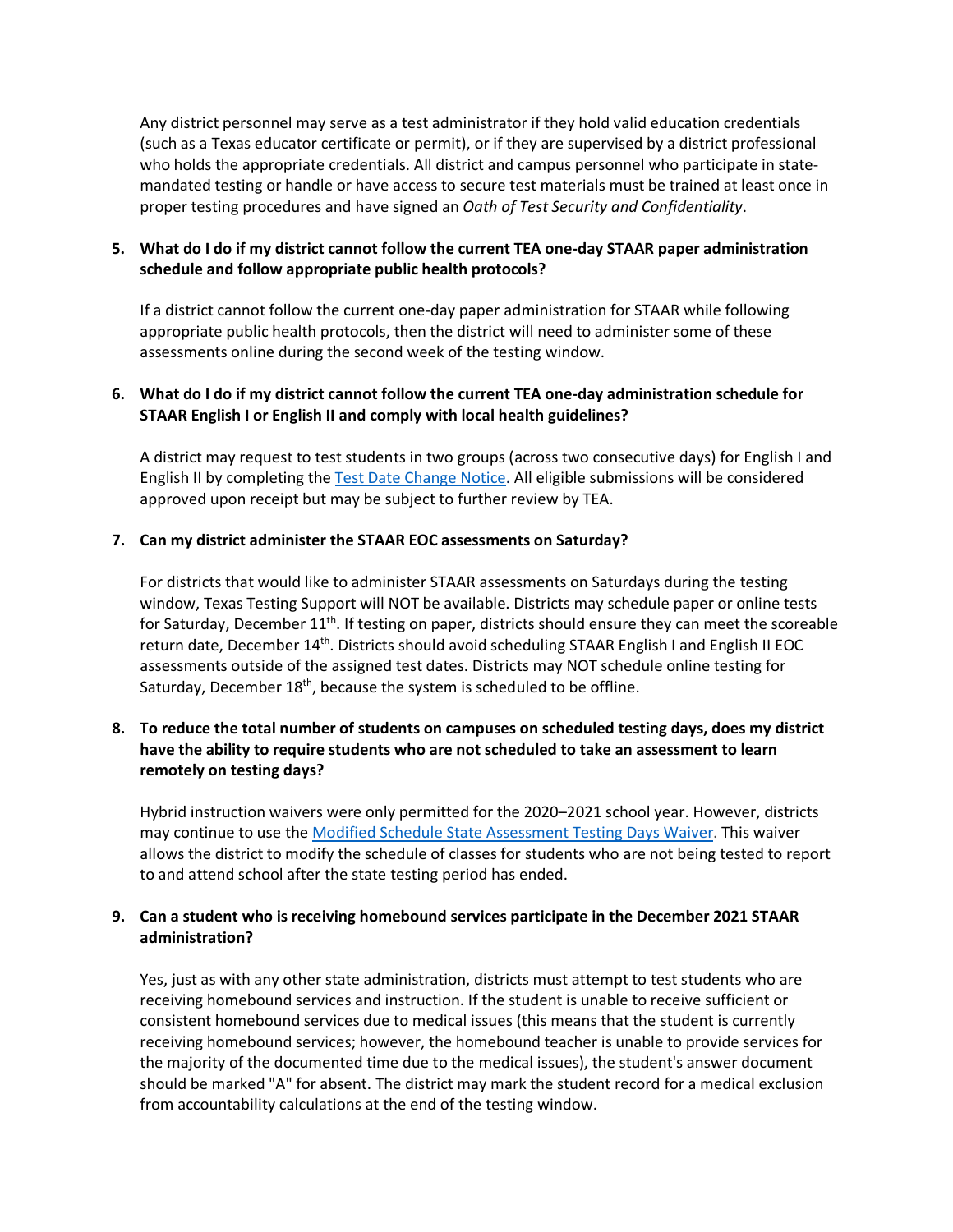Any district personnel may serve as a test administrator if they hold valid education credentials (such as a Texas educator certificate or permit), or if they are supervised by a district professional who holds the appropriate credentials. All district and campus personnel who participate in state-mandated testing or handle or have access to secure test materials must be trained at least once in proper testing procedures and have signed an *Oath of Test Security and Confidentiality*.

5. **What do I do if my district cannot follow the current TEA one-day STAAR paper administration schedule and follow appropriate public health protocols?**

   If a district cannot follow the current one-day paper administration for STAAR while following appropriate public health protocols, then the district will need to administer some of these assessments online during the second week of the testing window.

6. **What do I do if my district cannot follow the current TEA one-day administration schedule for STAAR English I or English II and comply with local health guidelines?**

   A district may request to test students in two groups (across two consecutive days) for English I and English II by completing the [Test Date Change Notice](). All eligible submissions will be considered approved upon receipt but may be subject to further review by TEA.

7. **Can my district administer the STAAR EOC assessments on Saturday?**

   For districts that would like to administer STAAR assessments on Saturdays during the testing window, Texas Testing Support will NOT be available. Districts may schedule paper or online tests for Saturday, December 11th. If testing on paper, districts should ensure they can meet the scoreable return date, December 14th. Districts should avoid scheduling STAAR English I and English II EOC assessments outside of the assigned test dates. Districts may NOT schedule online testing for Saturday, December 18th, because the system is scheduled to be offline.

8. **To reduce the total number of students on campuses on scheduled testing days, does my district have the ability to require students who are not scheduled to take an assessment to learn remotely on testing days?**

   Hybrid instruction waivers were only permitted for the 2020–2021 school year. However, districts may continue to use the [Modified Schedule State Assessment Testing Days Waiver](). This waiver allows the district to modify the schedule of classes for students who are not being tested to report to and attend school after the state testing period has ended.

9. **Can a student who is receiving homebound services participate in the December 2021 STAAR administration?**

   Yes, just as with any other state administration, districts must attempt to test students who are receiving homebound services and instruction. If the student is unable to receive sufficient or consistent homebound services due to medical issues (this means that the student is currently receiving homebound services; however, the homebound teacher is unable to provide services for the majority of the documented time due to the medical issues), the student's answer document should be marked "A" for absent. The district may mark the student record for a medical exclusion from accountability calculations at the end of the testing window.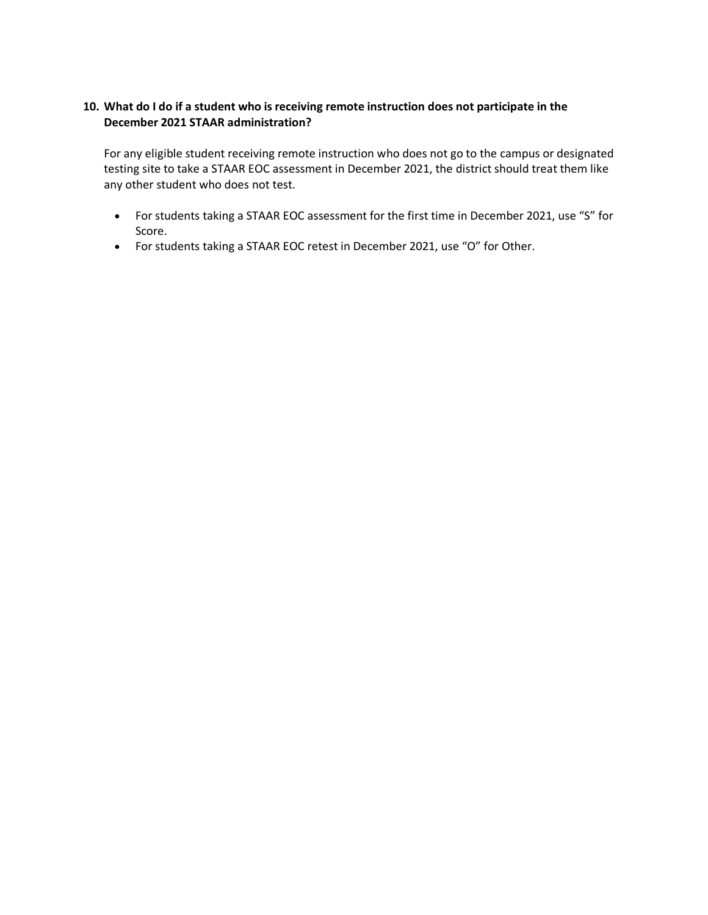**10. What do I do if a student who is receiving remote instruction does not participate in the December 2021 STAAR administration?**

For any eligible student receiving remote instruction who does not go to the campus or designated testing site to take a STAAR EOC assessment in December 2021, the district should treat them like any other student who does not test.

- For students taking a STAAR EOC assessment for the first time in December 2021, use "S" for Score.
- For students taking a STAAR EOC retest in December 2021, use "O" for Other.